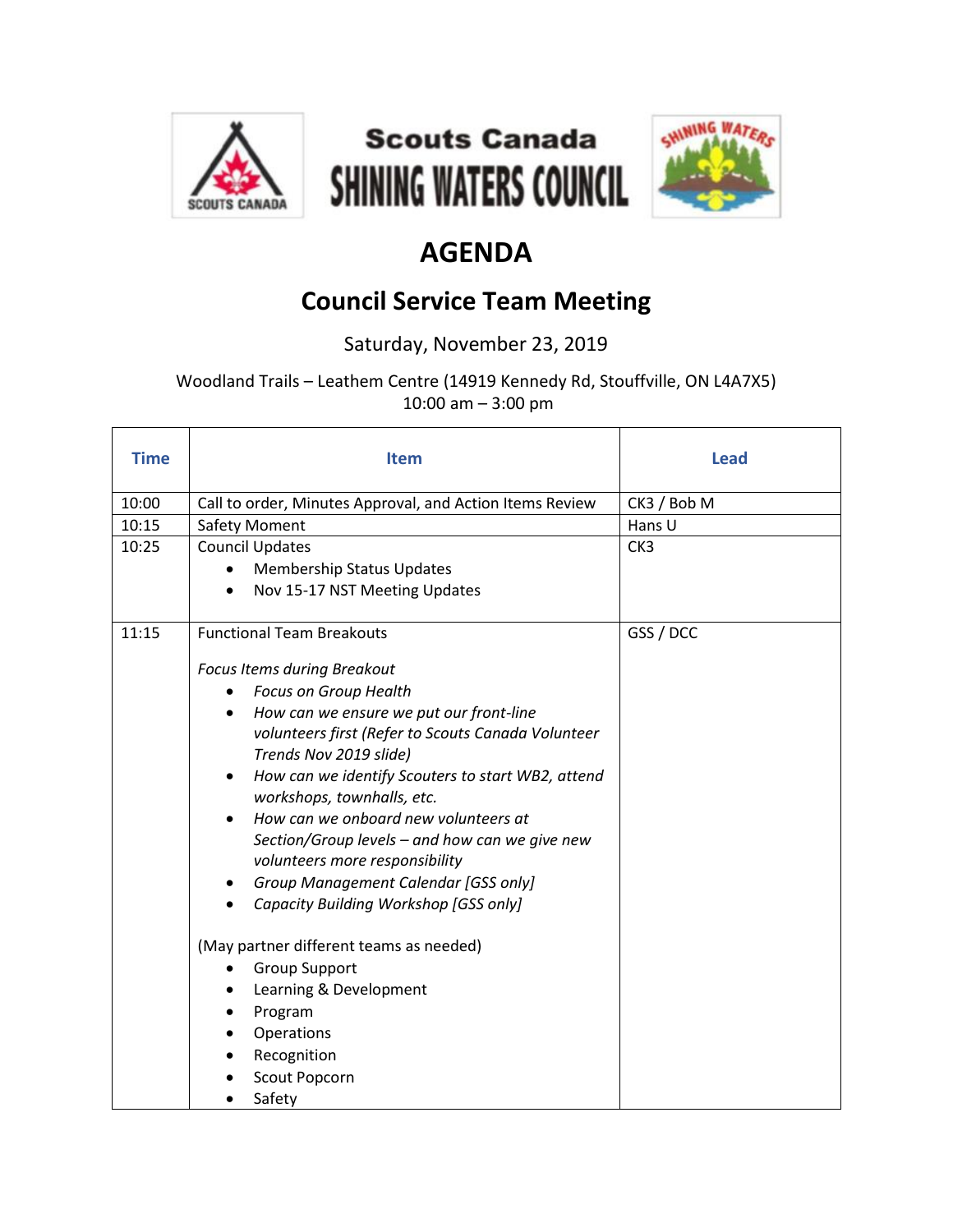Scouts Canada
SHINING WATERS COUNCIL

# AGENDA

## Council Service Team Meeting

Saturday, November 23, 2019

Woodland Trails – Leathem Centre (14919 Kennedy Rd, Stouffville, ON L4A7X5)
10:00 am – 3:00 pm

| Time | Item | Lead |
|---|---|---|
| 10:00 | Call to order, Minutes Approval, and Action Items Review | CK3 / Bob M |
| 10:15 | Safety Moment | Hans U |
| 10:25 | Council Updates<br>• Membership Status Updates<br>• Nov 15-17 NST Meeting Updates | CK3 |
| 11:15 | Functional Team Breakouts<br><br>*Focus Items during Breakout*<br>• *Focus on Group Health*<br>• *How can we ensure we put our front-line volunteers first (Refer to Scouts Canada Volunteer Trends Nov 2019 slide)*<br>• *How can we identify Scouters to start WB2, attend workshops, townhalls, etc.*<br>• *How can we onboard new volunteers at Section/Group levels – and how can we give new volunteers more responsibility*<br>• *Group Management Calendar [GSS only]*<br>• *Capacity Building Workshop [GSS only]*<br><br>(May partner different teams as needed)<br>• Group Support<br>• Learning & Development<br>• Program<br>• Operations<br>• Recognition<br>• Scout Popcorn<br>• Safety | GSS / DCC |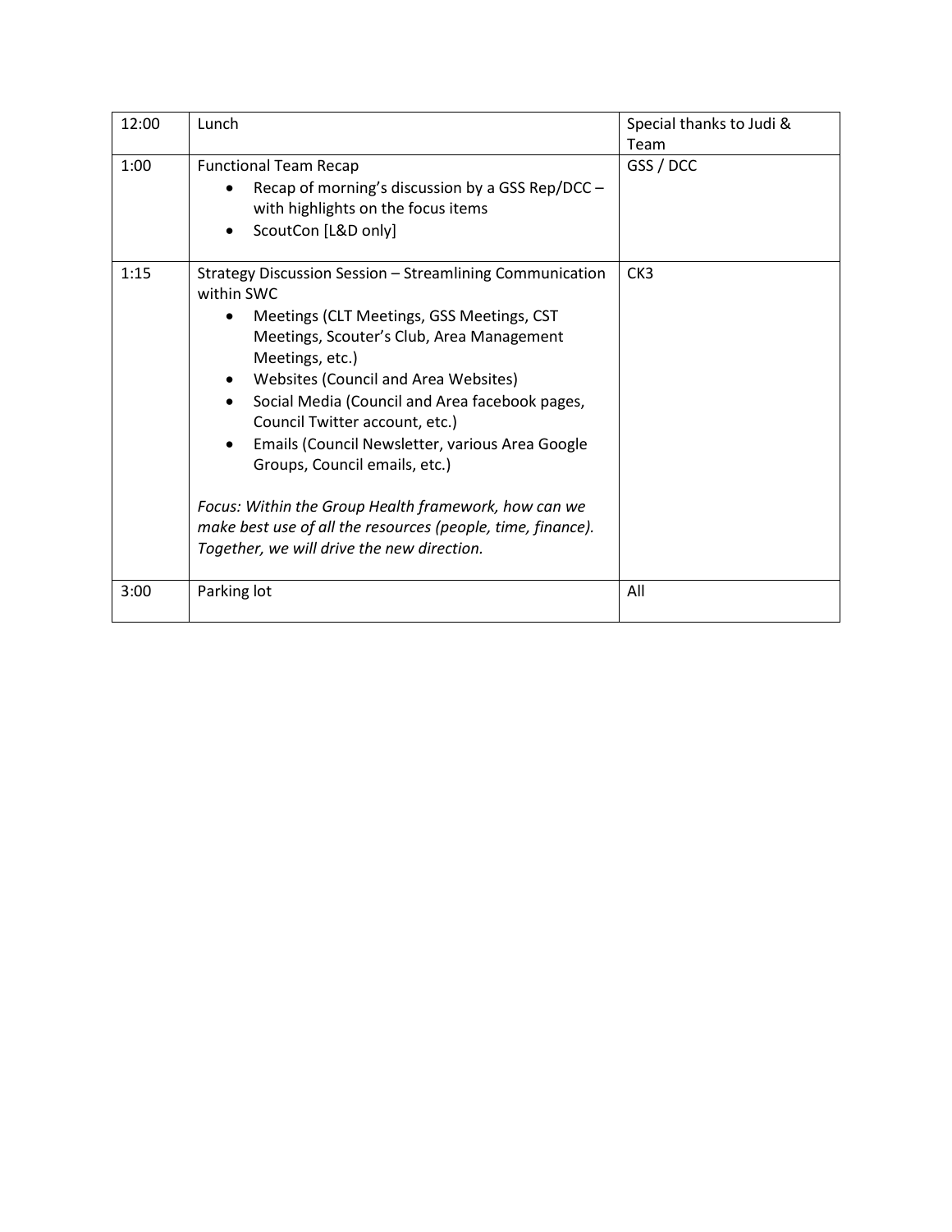| | | |
|---|---|---|
| 12:00 | Lunch | Special thanks to Judi & Team |
| 1:00 | Functional Team Recap<br>• Recap of morning's discussion by a GSS Rep/DCC – with highlights on the focus items<br>• ScoutCon [L&D only] | GSS / DCC |
| 1:15 | Strategy Discussion Session – Streamlining Communication within SWC<br>• Meetings (CLT Meetings, GSS Meetings, CST Meetings, Scouter's Club, Area Management Meetings, etc.)<br>• Websites (Council and Area Websites)<br>• Social Media (Council and Area facebook pages, Council Twitter account, etc.)<br>• Emails (Council Newsletter, various Area Google Groups, Council emails, etc.)<br><br>*Focus: Within the Group Health framework, how can we make best use of all the resources (people, time, finance). Together, we will drive the new direction.* | CK3 |
| 3:00 | Parking lot | All |